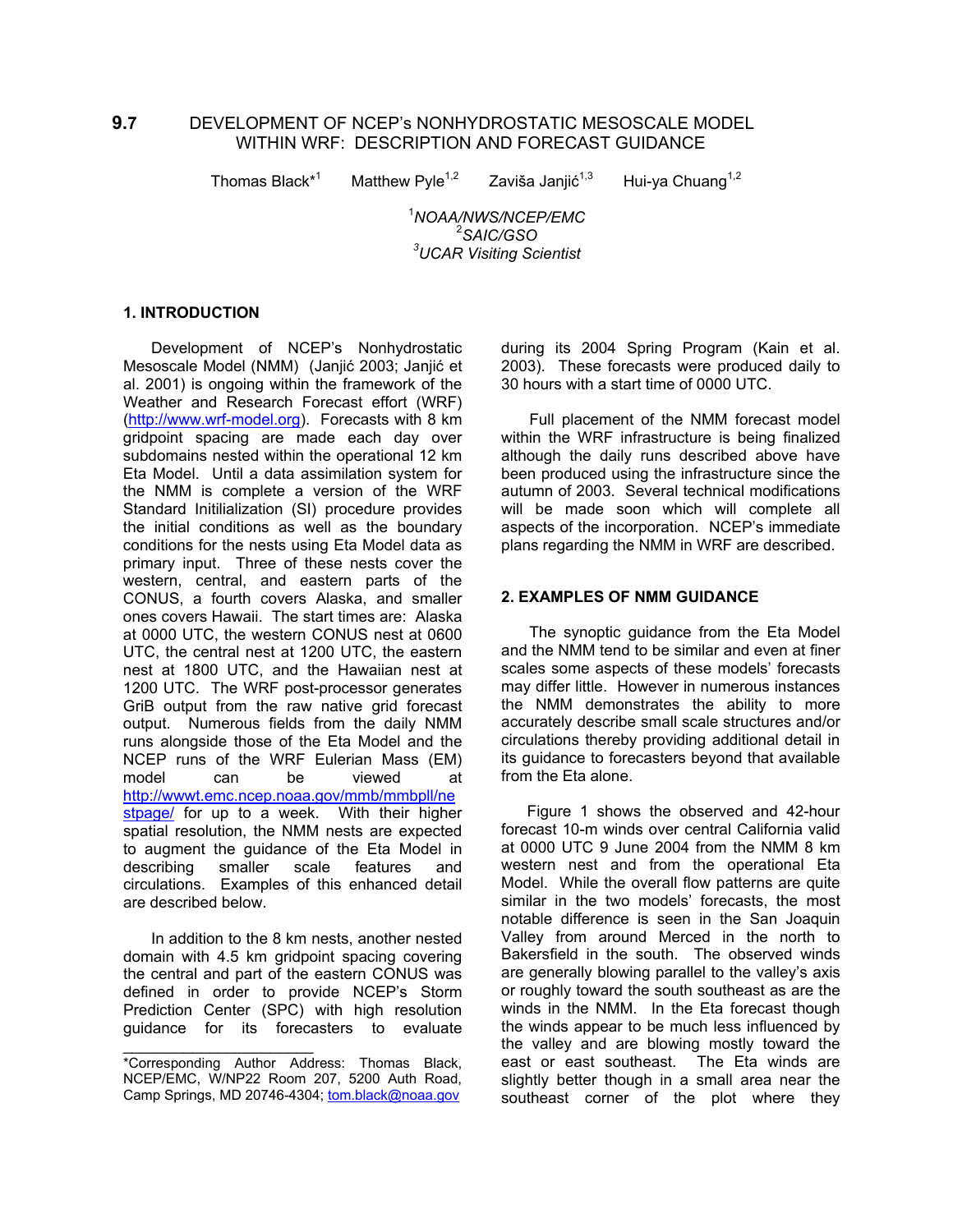# 9.7 DEVELOPMENT OF NCEP's NONHYDROSTATIC MESOSCALE MODEL WITHIN WRF: DESCRIPTION AND FORECAST GUIDANCE

Thomas Black*[1] Matthew Pyle[1,2] Zaviša Janjić[1,3] Hui-ya Chuang[1,2]

[1]*NOAA/NWS/NCEP/EMC*
[2]*SAIC/GSO*
[3]*UCAR Visiting Scientist*

## 1. INTRODUCTION

Development of NCEP's Nonhydrostatic Mesoscale Model (NMM) (Janjić 2003; Janjić et al. 2001) is ongoing within the framework of the Weather and Research Forecast effort (WRF) (http://www.wrf-model.org). Forecasts with 8 km gridpoint spacing are made each day over subdomains nested within the operational 12 km Eta Model. Until a data assimilation system for the NMM is complete a version of the WRF Standard Initilialization (SI) procedure provides the initial conditions as well as the boundary conditions for the nests using Eta Model data as primary input. Three of these nests cover the western, central, and eastern parts of the CONUS, a fourth covers Alaska, and smaller ones covers Hawaii. The start times are: Alaska at 0000 UTC, the western CONUS nest at 0600 UTC, the central nest at 1200 UTC, the eastern nest at 1800 UTC, and the Hawaiian nest at 1200 UTC. The WRF post-processor generates GriB output from the raw native grid forecast output. Numerous fields from the daily NMM runs alongside those of the Eta Model and the NCEP runs of the WRF Eulerian Mass (EM) model can be viewed at http://wwwt.emc.ncep.noaa.gov/mmb/mmbpll/nestpage/ for up to a week. With their higher spatial resolution, the NMM nests are expected to augment the guidance of the Eta Model in describing smaller scale features and circulations. Examples of this enhanced detail are described below.

In addition to the 8 km nests, another nested domain with 4.5 km gridpoint spacing covering the central and part of the eastern CONUS was defined in order to provide NCEP's Storm Prediction Center (SPC) with high resolution guidance for its forecasters to evaluate during its 2004 Spring Program (Kain et al. 2003). These forecasts were produced daily to 30 hours with a start time of 0000 UTC.

Full placement of the NMM forecast model within the WRF infrastructure is being finalized although the daily runs described above have been produced using the infrastructure since the autumn of 2003. Several technical modifications will be made soon which will complete all aspects of the incorporation. NCEP's immediate plans regarding the NMM in WRF are described.

## 2. EXAMPLES OF NMM GUIDANCE

The synoptic guidance from the Eta Model and the NMM tend to be similar and even at finer scales some aspects of these models' forecasts may differ little. However in numerous instances the NMM demonstrates the ability to more accurately describe small scale structures and/or circulations thereby providing additional detail in its guidance to forecasters beyond that available from the Eta alone.

Figure 1 shows the observed and 42-hour forecast 10-m winds over central California valid at 0000 UTC 9 June 2004 from the NMM 8 km western nest and from the operational Eta Model. While the overall flow patterns are quite similar in the two models' forecasts, the most notable difference is seen in the San Joaquin Valley from around Merced in the north to Bakersfield in the south. The observed winds are generally blowing parallel to the valley's axis or roughly toward the south southeast as are the winds in the NMM. In the Eta forecast though the winds appear to be much less influenced by the valley and are blowing mostly toward the east or east southeast. The Eta winds are slightly better though in a small area near the southeast corner of the plot where they

---

*Corresponding Author Address: Thomas Black, NCEP/EMC, W/NP22 Room 207, 5200 Auth Road, Camp Springs, MD 20746-4304; tom.black@noaa.gov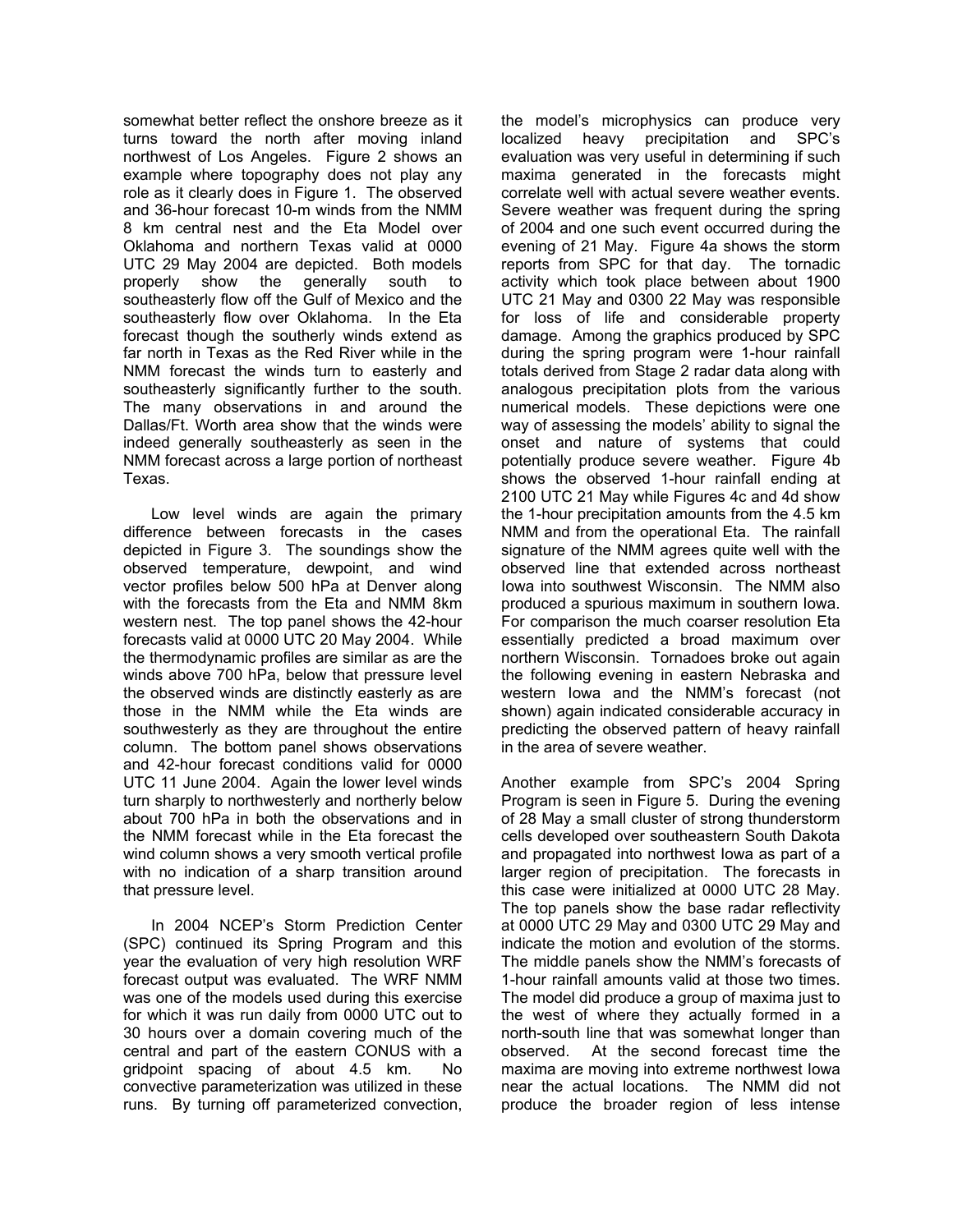somewhat better reflect the onshore breeze as it turns toward the north after moving inland northwest of Los Angeles. Figure 2 shows an example where topography does not play any role as it clearly does in Figure 1. The observed and 36-hour forecast 10-m winds from the NMM 8 km central nest and the Eta Model over Oklahoma and northern Texas valid at 0000 UTC 29 May 2004 are depicted. Both models properly show the generally south to southeasterly flow off the Gulf of Mexico and the southeasterly flow over Oklahoma. In the Eta forecast though the southerly winds extend as far north in Texas as the Red River while in the NMM forecast the winds turn to easterly and southeasterly significantly further to the south. The many observations in and around the Dallas/Ft. Worth area show that the winds were indeed generally southeasterly as seen in the NMM forecast across a large portion of northeast Texas.

Low level winds are again the primary difference between forecasts in the cases depicted in Figure 3. The soundings show the observed temperature, dewpoint, and wind vector profiles below 500 hPa at Denver along with the forecasts from the Eta and NMM 8km western nest. The top panel shows the 42-hour forecasts valid at 0000 UTC 20 May 2004. While the thermodynamic profiles are similar as are the winds above 700 hPa, below that pressure level the observed winds are distinctly easterly as are those in the NMM while the Eta winds are southwesterly as they are throughout the entire column. The bottom panel shows observations and 42-hour forecast conditions valid for 0000 UTC 11 June 2004. Again the lower level winds turn sharply to northwesterly and northerly below about 700 hPa in both the observations and in the NMM forecast while in the Eta forecast the wind column shows a very smooth vertical profile with no indication of a sharp transition around that pressure level.

In 2004 NCEP's Storm Prediction Center (SPC) continued its Spring Program and this year the evaluation of very high resolution WRF forecast output was evaluated. The WRF NMM was one of the models used during this exercise for which it was run daily from 0000 UTC out to 30 hours over a domain covering much of the central and part of the eastern CONUS with a gridpoint spacing of about 4.5 km. No convective parameterization was utilized in these runs. By turning off parameterized convection, the model's microphysics can produce very localized heavy precipitation and SPC's evaluation was very useful in determining if such maxima generated in the forecasts might correlate well with actual severe weather events. Severe weather was frequent during the spring of 2004 and one such event occurred during the evening of 21 May. Figure 4a shows the storm reports from SPC for that day. The tornadic activity which took place between about 1900 UTC 21 May and 0300 22 May was responsible for loss of life and considerable property damage. Among the graphics produced by SPC during the spring program were 1-hour rainfall totals derived from Stage 2 radar data along with analogous precipitation plots from the various numerical models. These depictions were one way of assessing the models' ability to signal the onset and nature of systems that could potentially produce severe weather. Figure 4b shows the observed 1-hour rainfall ending at 2100 UTC 21 May while Figures 4c and 4d show the 1-hour precipitation amounts from the 4.5 km NMM and from the operational Eta. The rainfall signature of the NMM agrees quite well with the observed line that extended across northeast Iowa into southwest Wisconsin. The NMM also produced a spurious maximum in southern Iowa. For comparison the much coarser resolution Eta essentially predicted a broad maximum over northern Wisconsin. Tornadoes broke out again the following evening in eastern Nebraska and western Iowa and the NMM's forecast (not shown) again indicated considerable accuracy in predicting the observed pattern of heavy rainfall in the area of severe weather.

Another example from SPC's 2004 Spring Program is seen in Figure 5. During the evening of 28 May a small cluster of strong thunderstorm cells developed over southeastern South Dakota and propagated into northwest Iowa as part of a larger region of precipitation. The forecasts in this case were initialized at 0000 UTC 28 May. The top panels show the base radar reflectivity at 0000 UTC 29 May and 0300 UTC 29 May and indicate the motion and evolution of the storms. The middle panels show the NMM's forecasts of 1-hour rainfall amounts valid at those two times. The model did produce a group of maxima just to the west of where they actually formed in a north-south line that was somewhat longer than observed. At the second forecast time the maxima are moving into extreme northwest Iowa near the actual locations. The NMM did not produce the broader region of less intense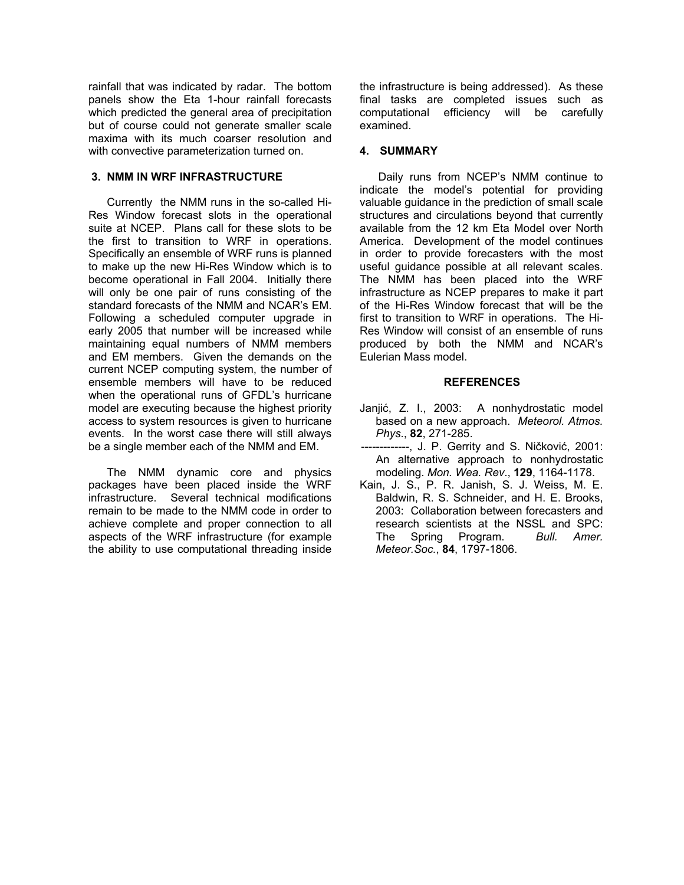rainfall that was indicated by radar. The bottom panels show the Eta 1-hour rainfall forecasts which predicted the general area of precipitation but of course could not generate smaller scale maxima with its much coarser resolution and with convective parameterization turned on.

## 3. NMM IN WRF INFRASTRUCTURE

Currently the NMM runs in the so-called Hi-Res Window forecast slots in the operational suite at NCEP. Plans call for these slots to be the first to transition to WRF in operations. Specifically an ensemble of WRF runs is planned to make up the new Hi-Res Window which is to become operational in Fall 2004. Initially there will only be one pair of runs consisting of the standard forecasts of the NMM and NCAR's EM. Following a scheduled computer upgrade in early 2005 that number will be increased while maintaining equal numbers of NMM members and EM members. Given the demands on the current NCEP computing system, the number of ensemble members will have to be reduced when the operational runs of GFDL's hurricane model are executing because the highest priority access to system resources is given to hurricane events. In the worst case there will still always be a single member each of the NMM and EM.

The NMM dynamic core and physics packages have been placed inside the WRF infrastructure. Several technical modifications remain to be made to the NMM code in order to achieve complete and proper connection to all aspects of the WRF infrastructure (for example the ability to use computational threading inside the infrastructure is being addressed). As these final tasks are completed issues such as computational efficiency will be carefully examined.

## 4. SUMMARY

Daily runs from NCEP's NMM continue to indicate the model's potential for providing valuable guidance in the prediction of small scale structures and circulations beyond that currently available from the 12 km Eta Model over North America. Development of the model continues in order to provide forecasters with the most useful guidance possible at all relevant scales. The NMM has been placed into the WRF infrastructure as NCEP prepares to make it part of the Hi-Res Window forecast that will be the first to transition to WRF in operations. The Hi-Res Window will consist of an ensemble of runs produced by both the NMM and NCAR's Eulerian Mass model.

## REFERENCES

Janjić, Z. I., 2003: A nonhydrostatic model based on a new approach. *Meteorol. Atmos. Phys.*, **82**, 271-285.

-------------, J. P. Gerrity and S. Ničković, 2001: An alternative approach to nonhydrostatic modeling. *Mon. Wea. Rev*., **129**, 1164-1178.

Kain, J. S., P. R. Janish, S. J. Weiss, M. E. Baldwin, R. S. Schneider, and H. E. Brooks, 2003: Collaboration between forecasters and research scientists at the NSSL and SPC: The Spring Program. *Bull. Amer. Meteor.Soc.*, **84**, 1797-1806.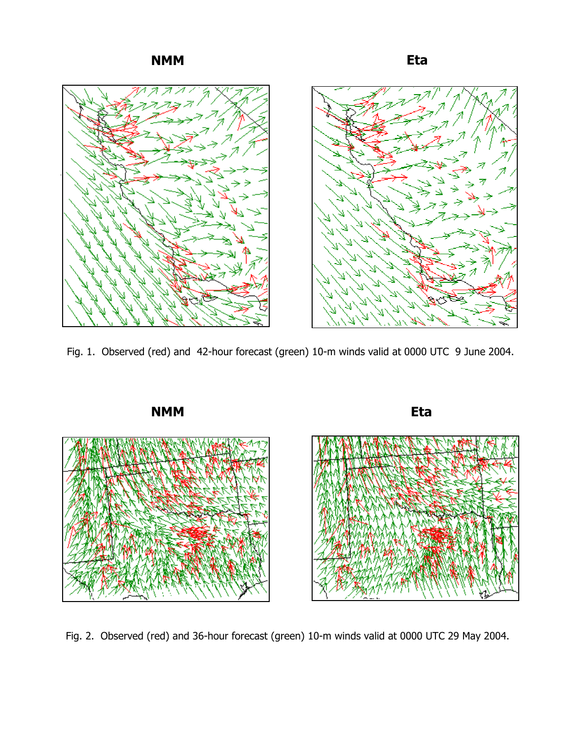**NMM** **Eta**

Fig. 1. Observed (red) and 42-hour forecast (green) 10-m winds valid at 0000 UTC 9 June 2004.

**NMM** **Eta**

Fig. 2. Observed (red) and 36-hour forecast (green) 10-m winds valid at 0000 UTC 29 May 2004.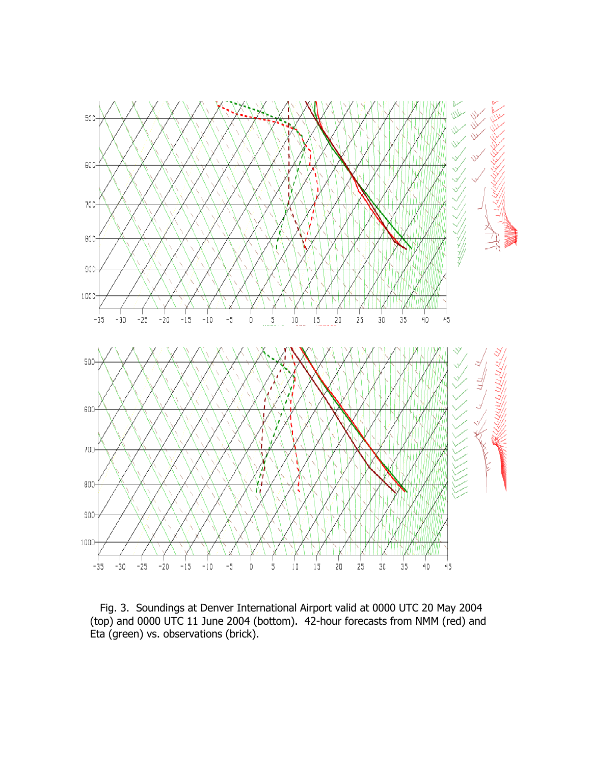Fig. 3. Soundings at Denver International Airport valid at 0000 UTC 20 May 2004 (top) and 0000 UTC 11 June 2004 (bottom). 42-hour forecasts from NMM (red) and Eta (green) vs. observations (brick).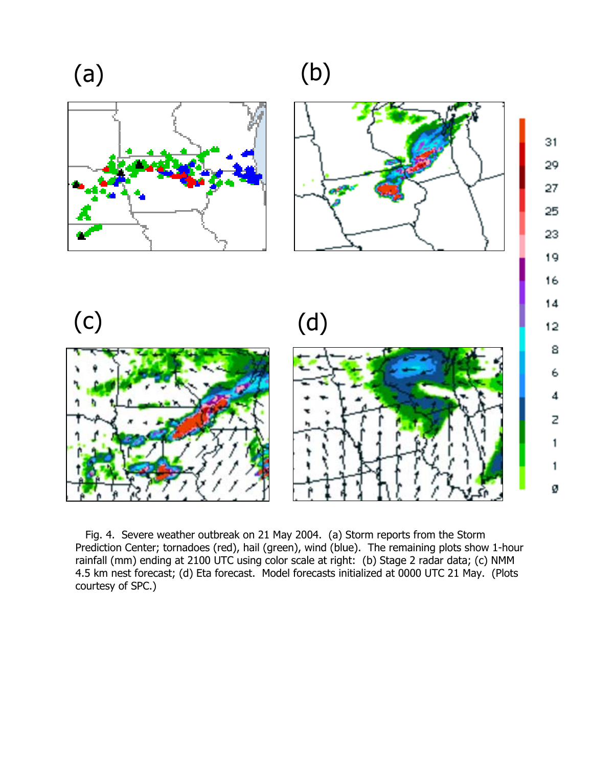Fig. 4. Severe weather outbreak on 21 May 2004. (a) Storm reports from the Storm Prediction Center; tornadoes (red), hail (green), wind (blue). The remaining plots show 1-hour rainfall (mm) ending at 2100 UTC using color scale at right: (b) Stage 2 radar data; (c) NMM 4.5 km nest forecast; (d) Eta forecast. Model forecasts initialized at 0000 UTC 21 May. (Plots courtesy of SPC.)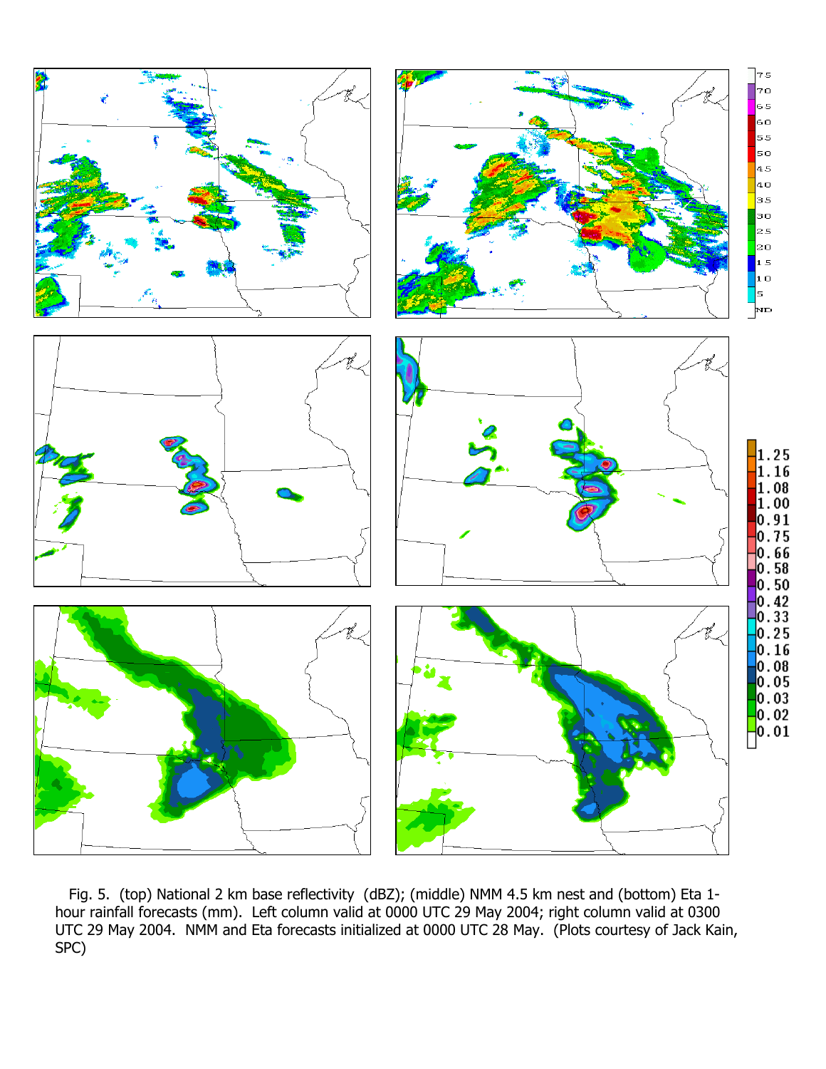75
70
65
60
55
50
45
40
35
30
25
20
15
10
5
ND

1.25
1.16
1.08
1.00
0.91
0.75
0.66
0.58
0.50
0.42
0.33
0.25
0.16
0.08
0.05
0.03
0.02
0.01

Fig. 5. (top) National 2 km base reflectivity (dBZ); (middle) NMM 4.5 km nest and (bottom) Eta 1-hour rainfall forecasts (mm). Left column valid at 0000 UTC 29 May 2004; right column valid at 0300 UTC 29 May 2004. NMM and Eta forecasts initialized at 0000 UTC 28 May. (Plots courtesy of Jack Kain, SPC)